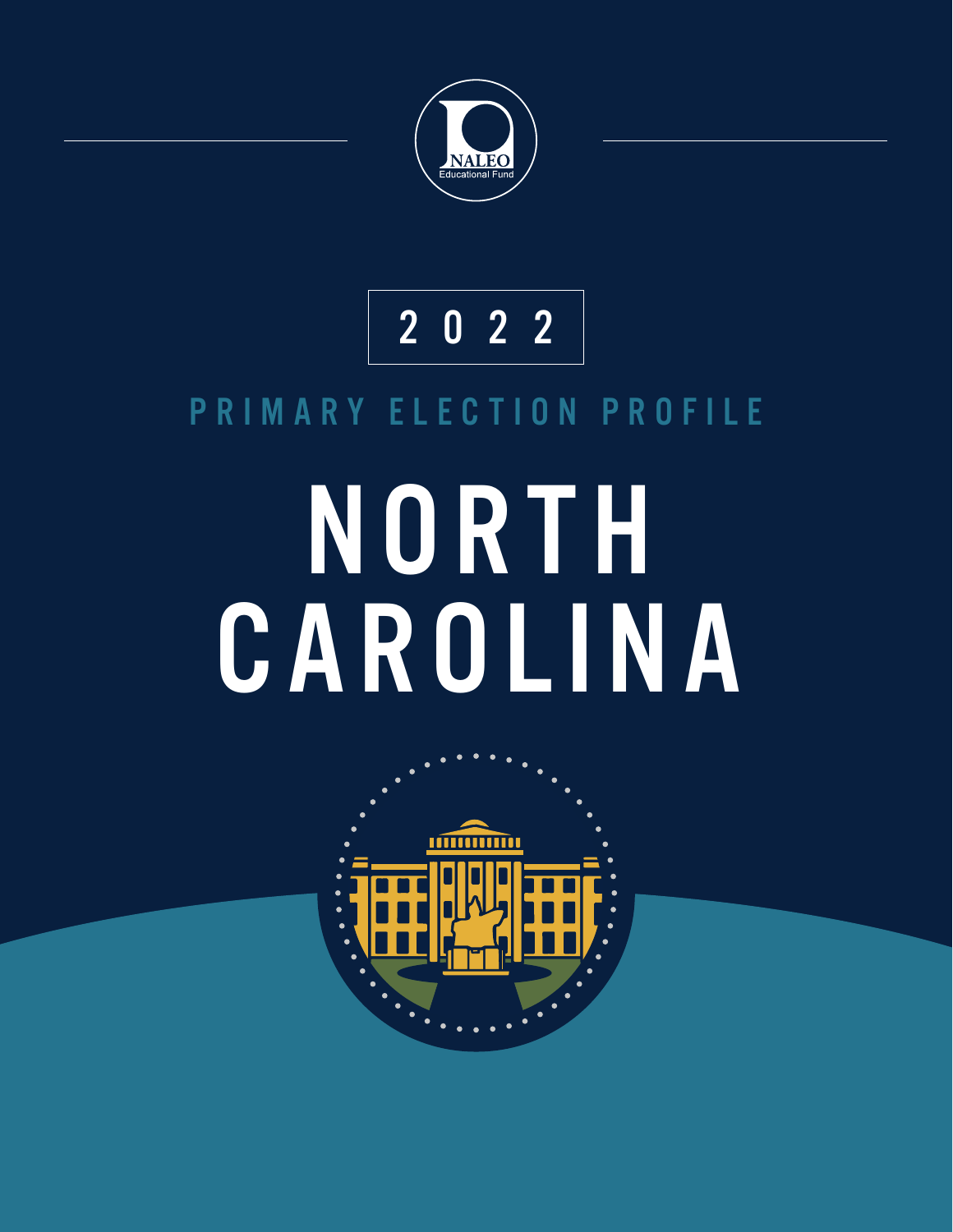NALEO Educational Fund

2022

## PRIMARY ELECTION PROFILE

# NORTH CAROLINA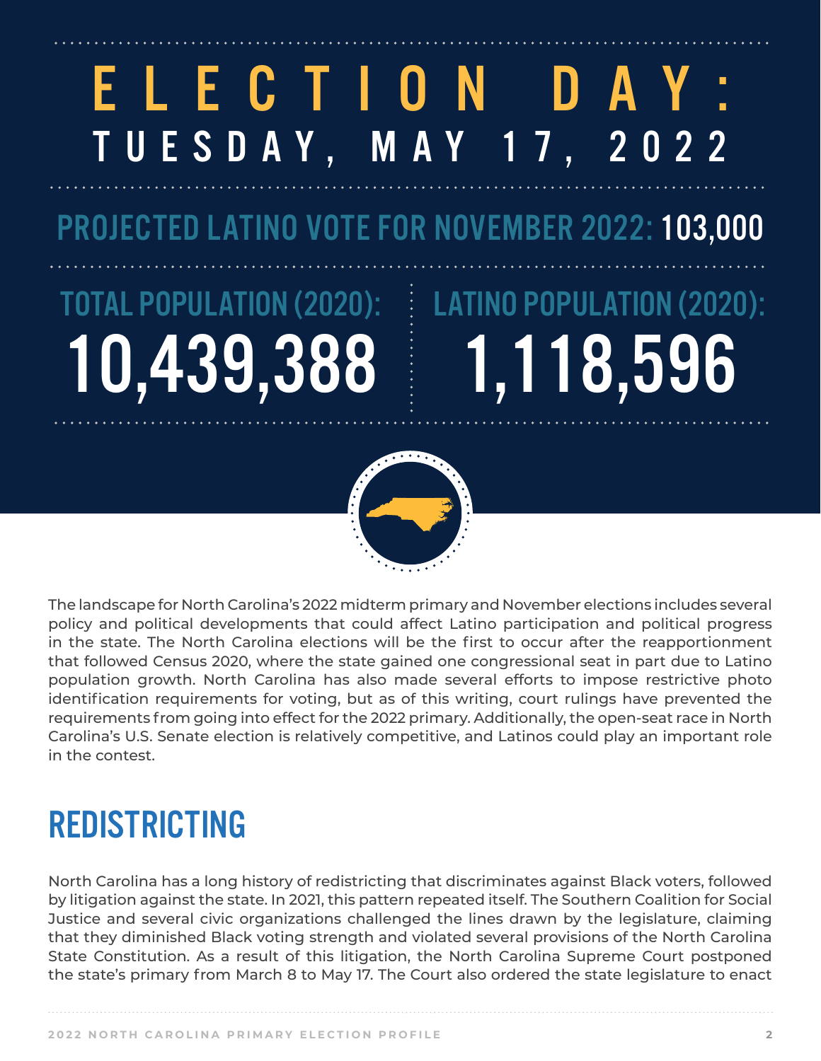# ELECTION DAY: TUESDAY, MAY 17, 2022

**PROJECTED LATINO VOTE FOR NOVEMBER 2022:** 103,000

**TOTAL POPULATION (2020):** 10,439,388

**LATINO POPULATION (2020):** 1,118,596

The landscape for North Carolina's 2022 midterm primary and November elections includes several policy and political developments that could affect Latino participation and political progress in the state. The North Carolina elections will be the first to occur after the reapportionment that followed Census 2020, where the state gained one congressional seat in part due to Latino population growth. North Carolina has also made several efforts to impose restrictive photo identification requirements for voting, but as of this writing, court rulings have prevented the requirements from going into effect for the 2022 primary. Additionally, the open-seat race in North Carolina's U.S. Senate election is relatively competitive, and Latinos could play an important role in the contest.

## REDISTRICTING

North Carolina has a long history of redistricting that discriminates against Black voters, followed by litigation against the state. In 2021, this pattern repeated itself. The Southern Coalition for Social Justice and several civic organizations challenged the lines drawn by the legislature, claiming that they diminished Black voting strength and violated several provisions of the North Carolina State Constitution. As a result of this litigation, the North Carolina Supreme Court postponed the state's primary from March 8 to May 17. The Court also ordered the state legislature to enact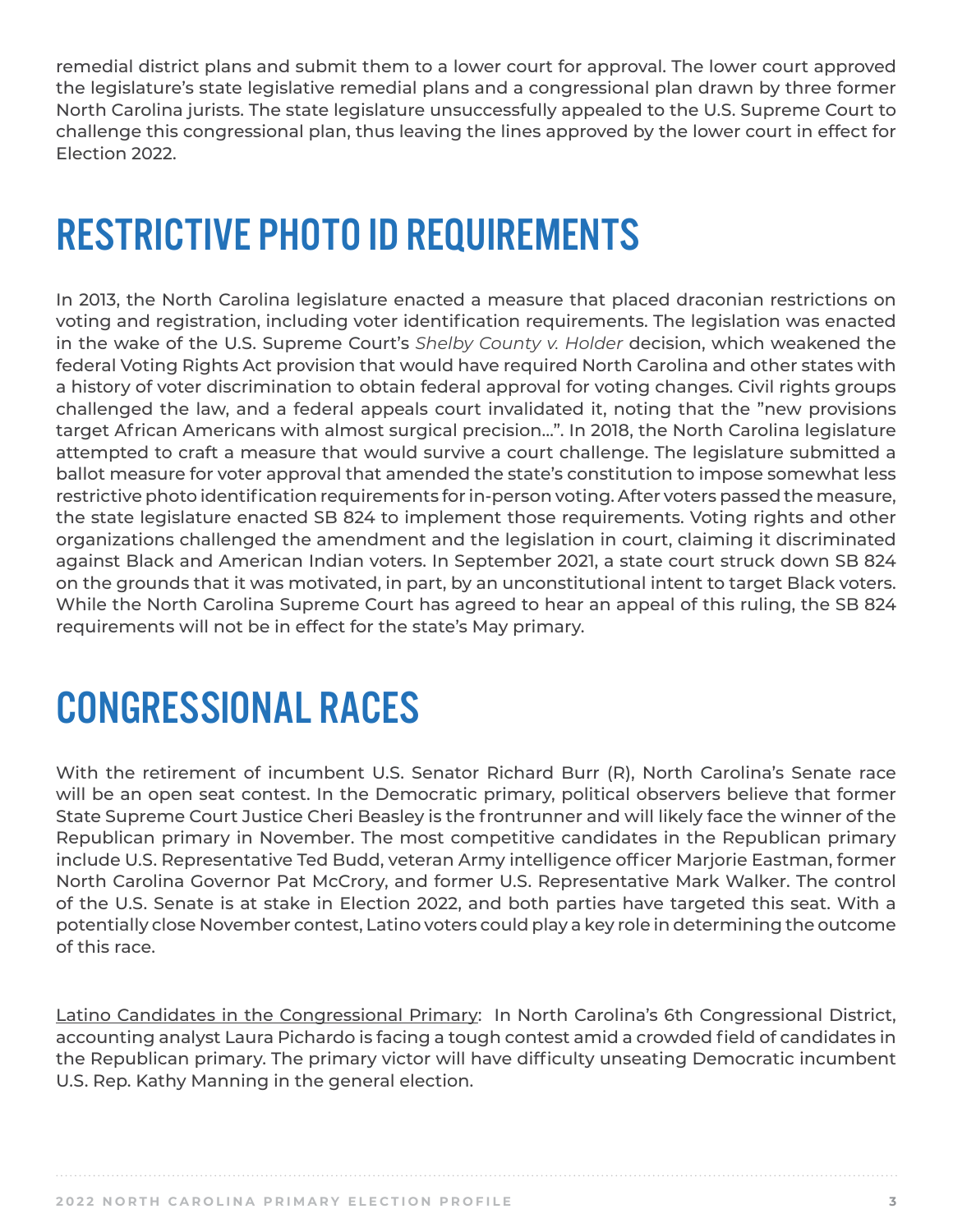remedial district plans and submit them to a lower court for approval. The lower court approved the legislature's state legislative remedial plans and a congressional plan drawn by three former North Carolina jurists. The state legislature unsuccessfully appealed to the U.S. Supreme Court to challenge this congressional plan, thus leaving the lines approved by the lower court in effect for Election 2022.

## RESTRICTIVE PHOTO ID REQUIREMENTS

In 2013, the North Carolina legislature enacted a measure that placed draconian restrictions on voting and registration, including voter identification requirements. The legislation was enacted in the wake of the U.S. Supreme Court's *Shelby County v. Holder* decision, which weakened the federal Voting Rights Act provision that would have required North Carolina and other states with a history of voter discrimination to obtain federal approval for voting changes. Civil rights groups challenged the law, and a federal appeals court invalidated it, noting that the "new provisions target African Americans with almost surgical precision…". In 2018, the North Carolina legislature attempted to craft a measure that would survive a court challenge. The legislature submitted a ballot measure for voter approval that amended the state's constitution to impose somewhat less restrictive photo identification requirements for in-person voting. After voters passed the measure, the state legislature enacted SB 824 to implement those requirements. Voting rights and other organizations challenged the amendment and the legislation in court, claiming it discriminated against Black and American Indian voters. In September 2021, a state court struck down SB 824 on the grounds that it was motivated, in part, by an unconstitutional intent to target Black voters. While the North Carolina Supreme Court has agreed to hear an appeal of this ruling, the SB 824 requirements will not be in effect for the state's May primary.

## CONGRESSIONAL RACES

With the retirement of incumbent U.S. Senator Richard Burr (R), North Carolina's Senate race will be an open seat contest. In the Democratic primary, political observers believe that former State Supreme Court Justice Cheri Beasley is the frontrunner and will likely face the winner of the Republican primary in November. The most competitive candidates in the Republican primary include U.S. Representative Ted Budd, veteran Army intelligence officer Marjorie Eastman, former North Carolina Governor Pat McCrory, and former U.S. Representative Mark Walker. The control of the U.S. Senate is at stake in Election 2022, and both parties have targeted this seat. With a potentially close November contest, Latino voters could play a key role in determining the outcome of this race.

Latino Candidates in the Congressional Primary: In North Carolina's 6th Congressional District, accounting analyst Laura Pichardo is facing a tough contest amid a crowded field of candidates in the Republican primary. The primary victor will have difficulty unseating Democratic incumbent U.S. Rep. Kathy Manning in the general election.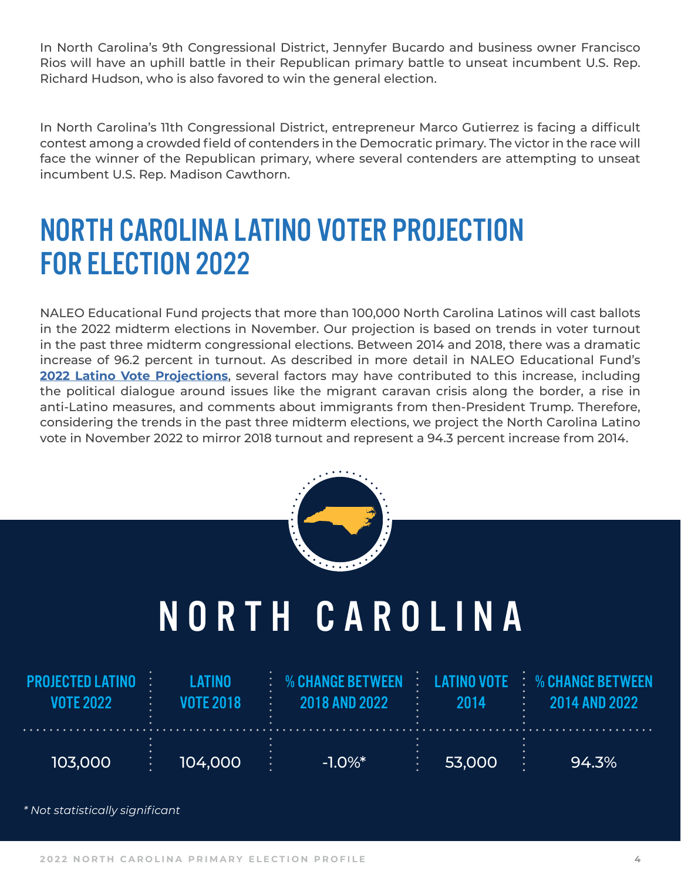In North Carolina's 9th Congressional District, Jennyfer Bucardo and business owner Francisco Rios will have an uphill battle in their Republican primary battle to unseat incumbent U.S. Rep. Richard Hudson, who is also favored to win the general election.

In North Carolina's 11th Congressional District, entrepreneur Marco Gutierrez is facing a difficult contest among a crowded field of contenders in the Democratic primary. The victor in the race will face the winner of the Republican primary, where several contenders are attempting to unseat incumbent U.S. Rep. Madison Cawthorn.

# NORTH CAROLINA LATINO VOTER PROJECTION FOR ELECTION 2022

NALEO Educational Fund projects that more than 100,000 North Carolina Latinos will cast ballots in the 2022 midterm elections in November. Our projection is based on trends in voter turnout in the past three midterm congressional elections. Between 2014 and 2018, there was a dramatic increase of 96.2 percent in turnout. As described in more detail in NALEO Educational Fund's **2022 Latino Vote Projections**, several factors may have contributed to this increase, including the political dialogue around issues like the migrant caravan crisis along the border, a rise in anti-Latino measures, and comments about immigrants from then-President Trump. Therefore, considering the trends in the past three midterm elections, we project the North Carolina Latino vote in November 2022 to mirror 2018 turnout and represent a 94.3 percent increase from 2014.

## NORTH CAROLINA

| PROJECTED LATINO VOTE 2022 | LATINO VOTE 2018 | % CHANGE BETWEEN 2018 AND 2022 | LATINO VOTE 2014 | % CHANGE BETWEEN 2014 AND 2022 |
|---|---|---|---|---|
| 103,000 | 104,000 | -1.0%* | 53,000 | 94.3% |

*\* Not statistically significant*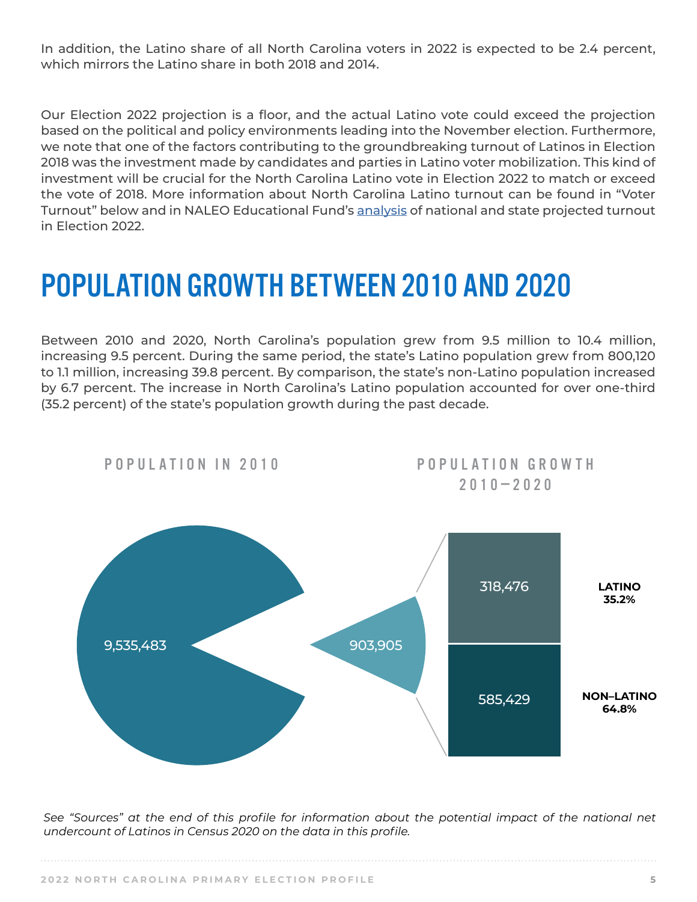In addition, the Latino share of all North Carolina voters in 2022 is expected to be 2.4 percent, which mirrors the Latino share in both 2018 and 2014.

Our Election 2022 projection is a floor, and the actual Latino vote could exceed the projection based on the political and policy environments leading into the November election. Furthermore, we note that one of the factors contributing to the groundbreaking turnout of Latinos in Election 2018 was the investment made by candidates and parties in Latino voter mobilization. This kind of investment will be crucial for the North Carolina Latino vote in Election 2022 to match or exceed the vote of 2018. More information about North Carolina Latino turnout can be found in "Voter Turnout" below and in NALEO Educational Fund's analysis of national and state projected turnout in Election 2022.

# POPULATION GROWTH BETWEEN 2010 AND 2020

Between 2010 and 2020, North Carolina's population grew from 9.5 million to 10.4 million, increasing 9.5 percent. During the same period, the state's Latino population grew from 800,120 to 1.1 million, increasing 39.8 percent. By comparison, the state's non-Latino population increased by 6.7 percent. The increase in North Carolina's Latino population accounted for over one-third (35.2 percent) of the state's population growth during the past decade.

POPULATION IN 2010

9,535,483

POPULATION GROWTH 2010—2020

903,905

| | Population Growth | Share |
|---|---|---|
| LATINO | 318,476 | 35.2% |
| NON–LATINO | 585,429 | 64.8% |

*See "Sources" at the end of this profile for information about the potential impact of the national net undercount of Latinos in Census 2020 on the data in this profile.*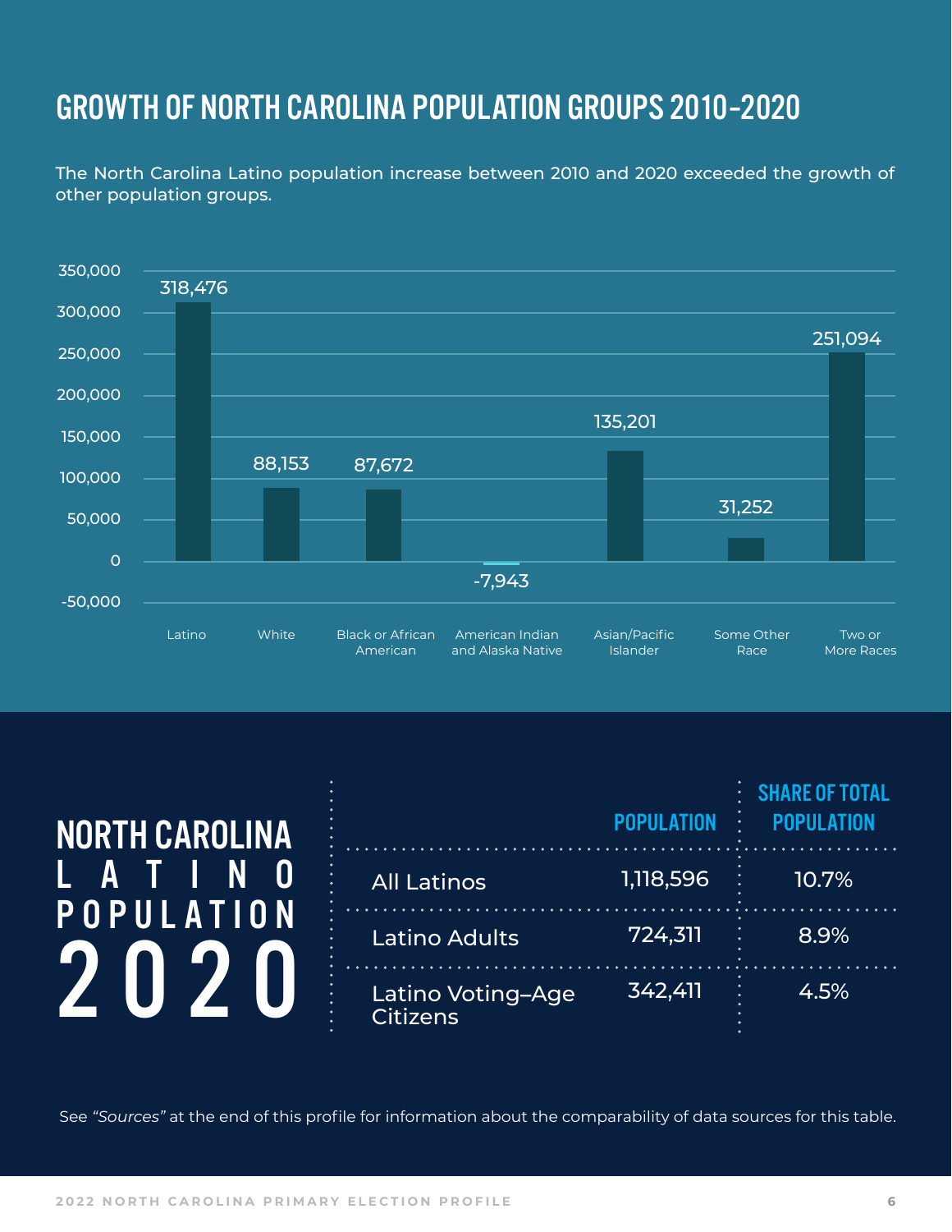## GROWTH OF NORTH CAROLINA POPULATION GROUPS 2010–2020

The North Carolina Latino population increase between 2010 and 2020 exceeded the growth of other population groups.

| Population Group | Growth 2010–2020 |
|---|---|
| Latino | 318,476 |
| White | 88,153 |
| Black or African American | 87,672 |
| American Indian and Alaska Native | -7,943 |
| Asian/Pacific Islander | 135,201 |
| Some Other Race | 31,252 |
| Two or More Races | 251,094 |

## NORTH CAROLINA LATINO POPULATION 2020

| | POPULATION | SHARE OF TOTAL POPULATION |
|---|---|---|
| All Latinos | 1,118,596 | 10.7% |
| Latino Adults | 724,311 | 8.9% |
| Latino Voting–Age Citizens | 342,411 | 4.5% |

See *"Sources"* at the end of this profile for information about the comparability of data sources for this table.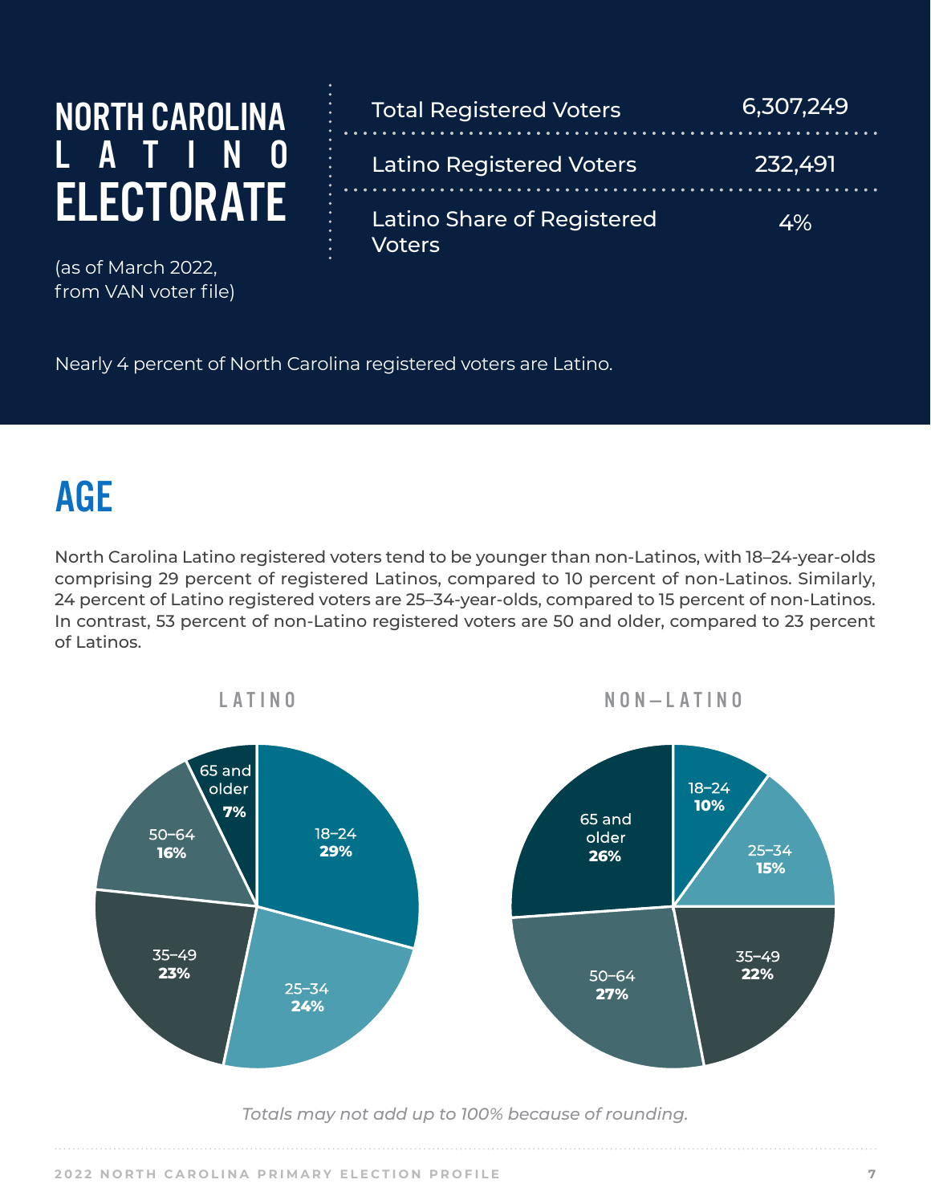# NORTH CAROLINA LATINO ELECTORATE

(as of March 2022, from VAN voter file)

| | |
|---|---|
| Total Registered Voters | 6,307,249 |
| Latino Registered Voters | 232,491 |
| Latino Share of Registered Voters | 4% |

Nearly 4 percent of North Carolina registered voters are Latino.

## AGE

North Carolina Latino registered voters tend to be younger than non-Latinos, with 18–24-year-olds comprising 29 percent of registered Latinos, compared to 10 percent of non-Latinos. Similarly, 24 percent of Latino registered voters are 25–34-year-olds, compared to 15 percent of non-Latinos. In contrast, 53 percent of non-Latino registered voters are 50 and older, compared to 23 percent of Latinos.

| Age | LATINO | NON–LATINO |
|---|---|---|
| 18–24 | 29% | 10% |
| 25–34 | 24% | 15% |
| 35–49 | 23% | 22% |
| 50–64 | 16% | 27% |
| 65 and older | 7% | 26% |

*Totals may not add up to 100% because of rounding.*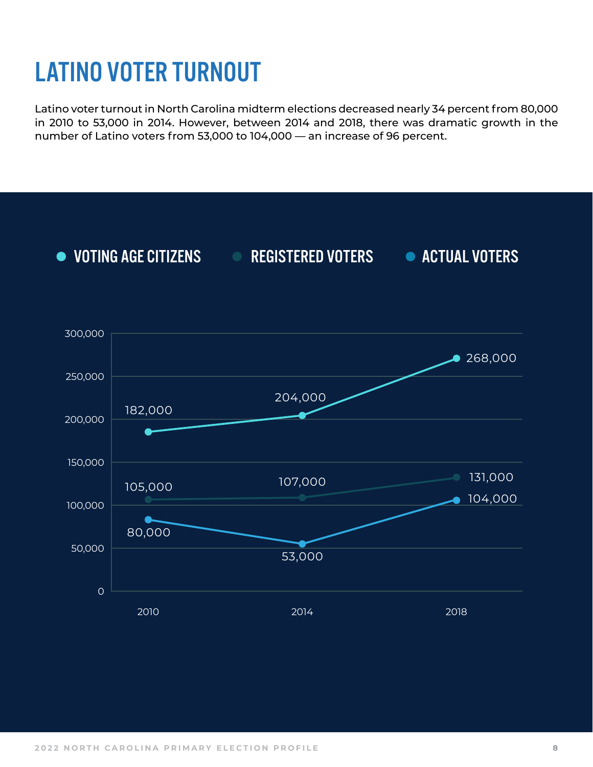# LATINO VOTER TURNOUT

Latino voter turnout in North Carolina midterm elections decreased nearly 34 percent from 80,000 in 2010 to 53,000 in 2014. However, between 2014 and 2018, there was dramatic growth in the number of Latino voters from 53,000 to 104,000 — an increase of 96 percent.

| | 2010 | 2014 | 2018 |
|---|---|---|---|
| VOTING AGE CITIZENS | 182,000 | 204,000 | 268,000 |
| REGISTERED VOTERS | 105,000 | 107,000 | 131,000 |
| ACTUAL VOTERS | 80,000 | 53,000 | 104,000 |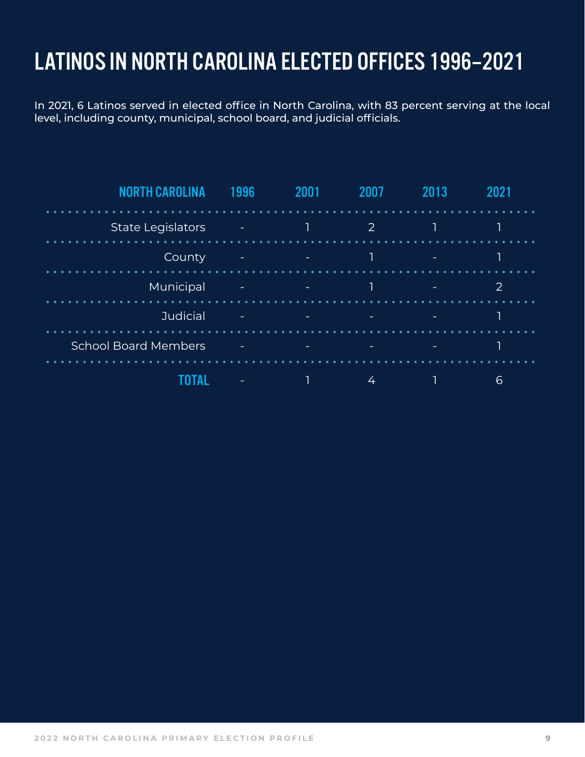# LATINOS IN NORTH CAROLINA ELECTED OFFICES 1996–2021

In 2021, 6 Latinos served in elected office in North Carolina, with 83 percent serving at the local level, including county, municipal, school board, and judicial officials.

| NORTH CAROLINA | 1996 | 2001 | 2007 | 2013 | 2021 |
|---|---|---|---|---|---|
| State Legislators | - | 1 | 2 | 1 | 1 |
| County | - | - | 1 | - | 1 |
| Municipal | - | - | 1 | - | 2 |
| Judicial | - | - | - | - | 1 |
| School Board Members | - | - | - | - | 1 |
| **TOTAL** | - | 1 | 4 | 1 | 6 |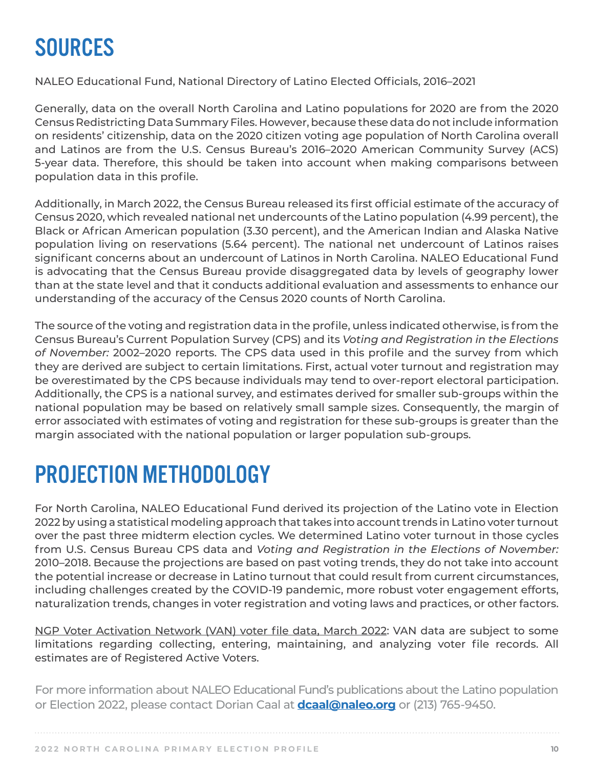# SOURCES

NALEO Educational Fund, National Directory of Latino Elected Officials, 2016–2021

Generally, data on the overall North Carolina and Latino populations for 2020 are from the 2020 Census Redistricting Data Summary Files. However, because these data do not include information on residents' citizenship, data on the 2020 citizen voting age population of North Carolina overall and Latinos are from the U.S. Census Bureau's 2016–2020 American Community Survey (ACS) 5-year data. Therefore, this should be taken into account when making comparisons between population data in this profile.

Additionally, in March 2022, the Census Bureau released its first official estimate of the accuracy of Census 2020, which revealed national net undercounts of the Latino population (4.99 percent), the Black or African American population (3.30 percent), and the American Indian and Alaska Native population living on reservations (5.64 percent). The national net undercount of Latinos raises significant concerns about an undercount of Latinos in North Carolina. NALEO Educational Fund is advocating that the Census Bureau provide disaggregated data by levels of geography lower than at the state level and that it conducts additional evaluation and assessments to enhance our understanding of the accuracy of the Census 2020 counts of North Carolina.

The source of the voting and registration data in the profile, unless indicated otherwise, is from the Census Bureau's Current Population Survey (CPS) and its *Voting and Registration in the Elections of November:* 2002–2020 reports. The CPS data used in this profile and the survey from which they are derived are subject to certain limitations. First, actual voter turnout and registration may be overestimated by the CPS because individuals may tend to over-report electoral participation. Additionally, the CPS is a national survey, and estimates derived for smaller sub-groups within the national population may be based on relatively small sample sizes. Consequently, the margin of error associated with estimates of voting and registration for these sub-groups is greater than the margin associated with the national population or larger population sub-groups.

# PROJECTION METHODOLOGY

For North Carolina, NALEO Educational Fund derived its projection of the Latino vote in Election 2022 by using a statistical modeling approach that takes into account trends in Latino voter turnout over the past three midterm election cycles. We determined Latino voter turnout in those cycles from U.S. Census Bureau CPS data and *Voting and Registration in the Elections of November:* 2010–2018. Because the projections are based on past voting trends, they do not take into account the potential increase or decrease in Latino turnout that could result from current circumstances, including challenges created by the COVID-19 pandemic, more robust voter engagement efforts, naturalization trends, changes in voter registration and voting laws and practices, or other factors.

NGP Voter Activation Network (VAN) voter file data, March 2022: VAN data are subject to some limitations regarding collecting, entering, maintaining, and analyzing voter file records. All estimates are of Registered Active Voters.

For more information about NALEO Educational Fund's publications about the Latino population or Election 2022, please contact Dorian Caal at **dcaal@naleo.org** or (213) 765-9450.